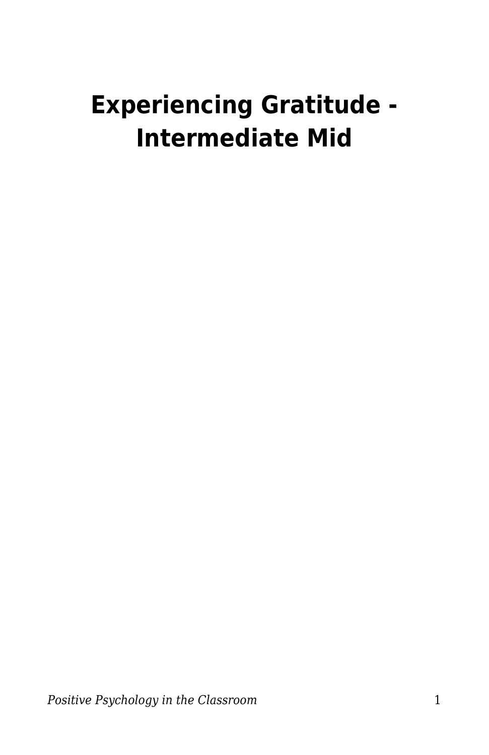# Experiencing Gratitude - Intermediate Mid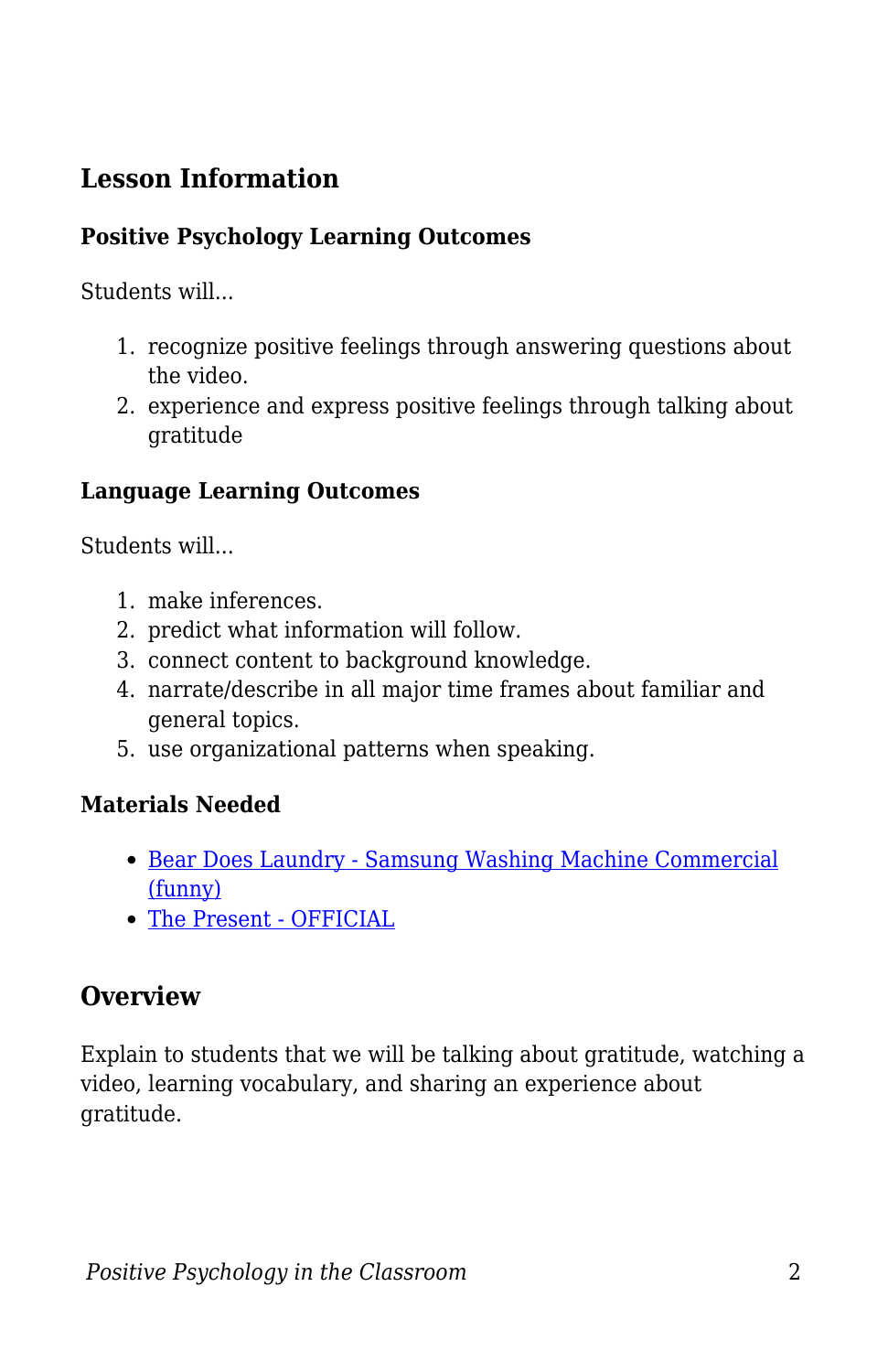## Lesson Information

### Positive Psychology Learning Outcomes

Students will...

1. recognize positive feelings through answering questions about the video.
2. experience and express positive feelings through talking about gratitude

### Language Learning Outcomes

Students will...

1. make inferences.
2. predict what information will follow.
3. connect content to background knowledge.
4. narrate/describe in all major time frames about familiar and general topics.
5. use organizational patterns when speaking.

### Materials Needed

- Bear Does Laundry - Samsung Washing Machine Commercial (funny)
- The Present - OFFICIAL

## Overview

Explain to students that we will be talking about gratitude, watching a video, learning vocabulary, and sharing an experience about gratitude.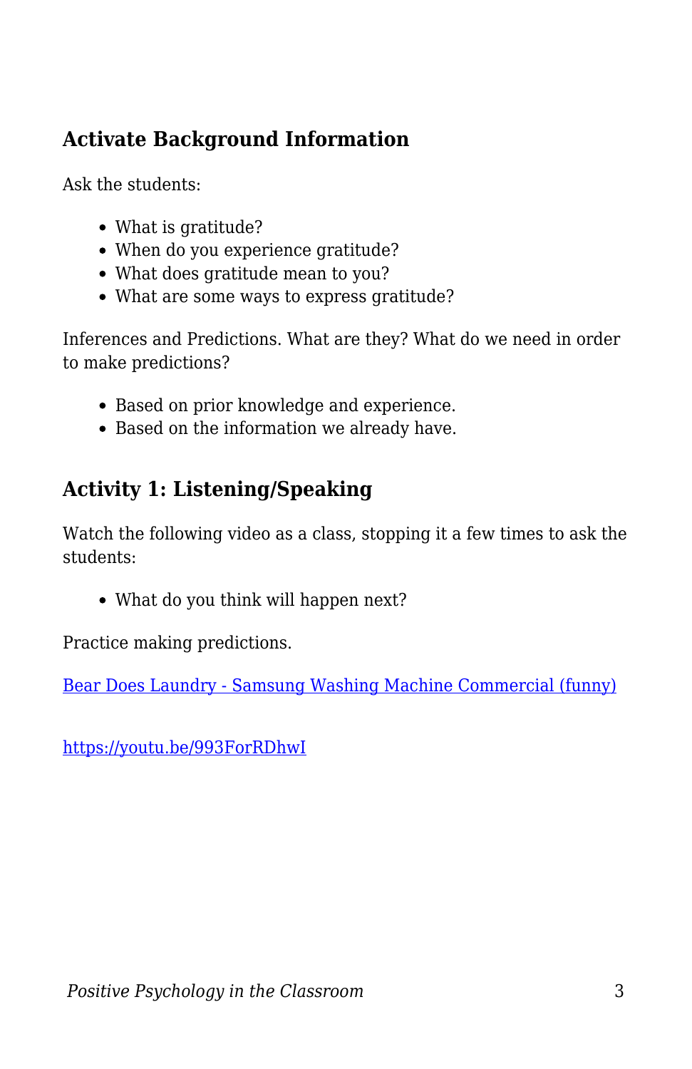### Activate Background Information

Ask the students:

- What is gratitude?
- When do you experience gratitude?
- What does gratitude mean to you?
- What are some ways to express gratitude?

Inferences and Predictions. What are they? What do we need in order to make predictions?

- Based on prior knowledge and experience.
- Based on the information we already have.

### Activity 1: Listening/Speaking

Watch the following video as a class, stopping it a few times to ask the students:

- What do you think will happen next?

Practice making predictions.

[Bear Does Laundry - Samsung Washing Machine Commercial (funny)](https://youtu.be/993ForRDhwI)

https://youtu.be/993ForRDhwI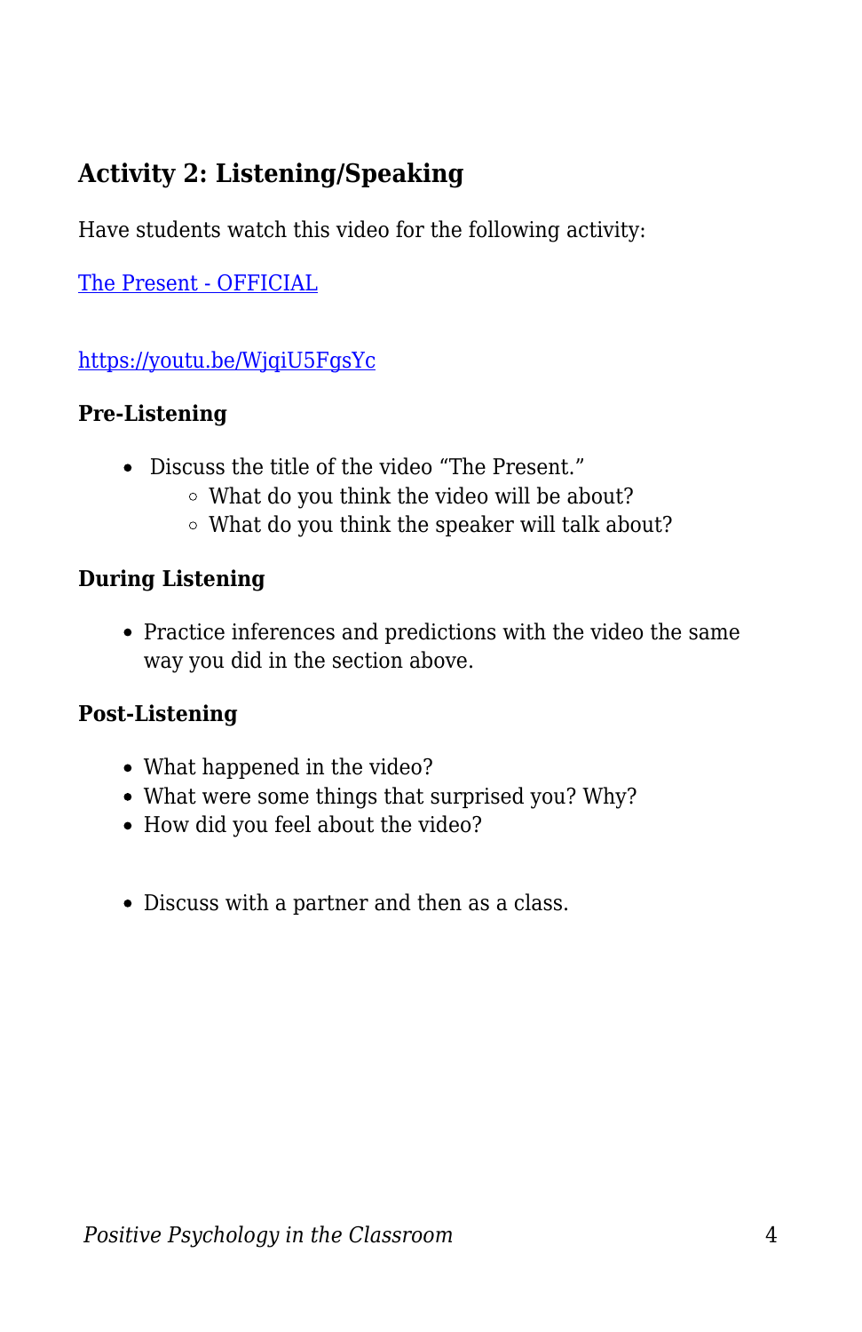### Activity 2: Listening/Speaking

Have students watch this video for the following activity:

[The Present - OFFICIAL](https://youtu.be/WjqiU5FgsYc)

[https://youtu.be/WjqiU5FgsYc](https://youtu.be/WjqiU5FgsYc)

#### Pre-Listening

- Discuss the title of the video "The Present."
  - What do you think the video will be about?
  - What do you think the speaker will talk about?

#### During Listening

- Practice inferences and predictions with the video the same way you did in the section above.

#### Post-Listening

- What happened in the video?
- What were some things that surprised you? Why?
- How did you feel about the video?

- Discuss with a partner and then as a class.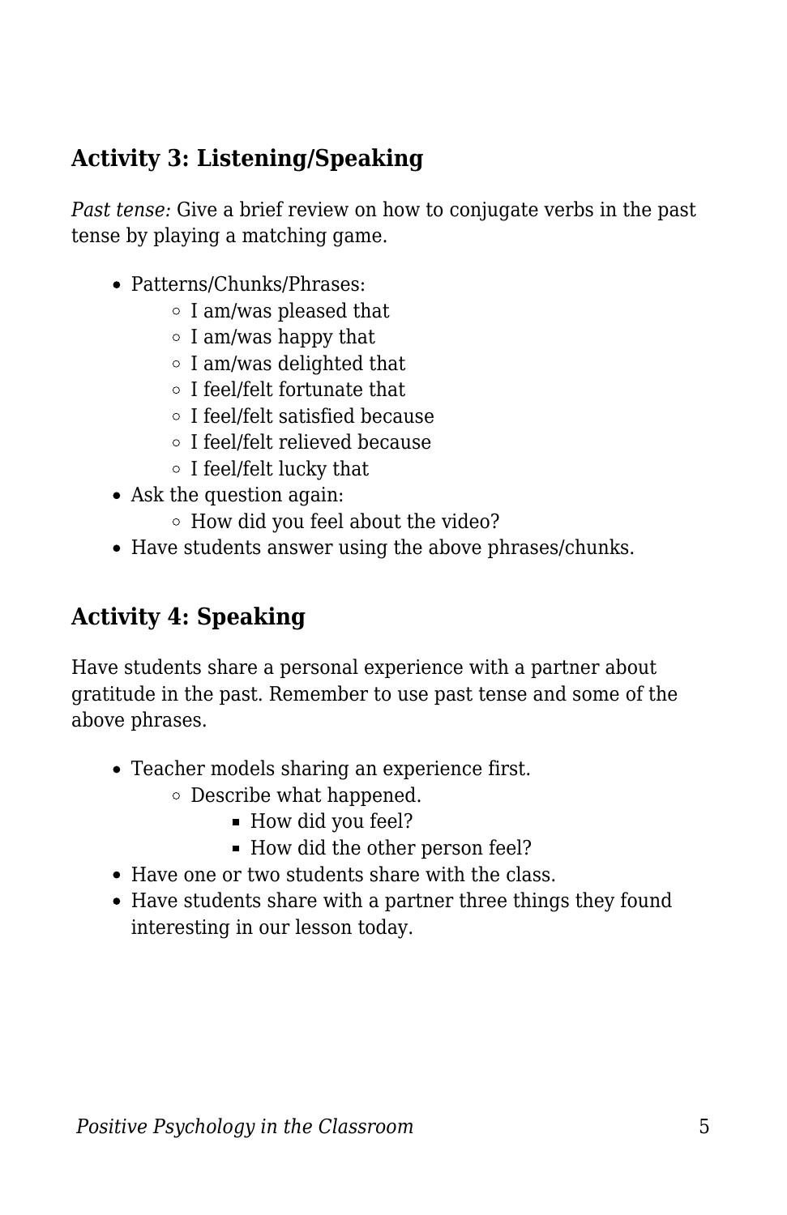## Activity 3: Listening/Speaking

*Past tense:* Give a brief review on how to conjugate verbs in the past tense by playing a matching game.

- Patterns/Chunks/Phrases:
  - I am/was pleased that
  - I am/was happy that
  - I am/was delighted that
  - I feel/felt fortunate that
  - I feel/felt satisfied because
  - I feel/felt relieved because
  - I feel/felt lucky that
- Ask the question again:
  - How did you feel about the video?
- Have students answer using the above phrases/chunks.

## Activity 4: Speaking

Have students share a personal experience with a partner about gratitude in the past. Remember to use past tense and some of the above phrases.

- Teacher models sharing an experience first.
  - Describe what happened.
    - How did you feel?
    - How did the other person feel?
- Have one or two students share with the class.
- Have students share with a partner three things they found interesting in our lesson today.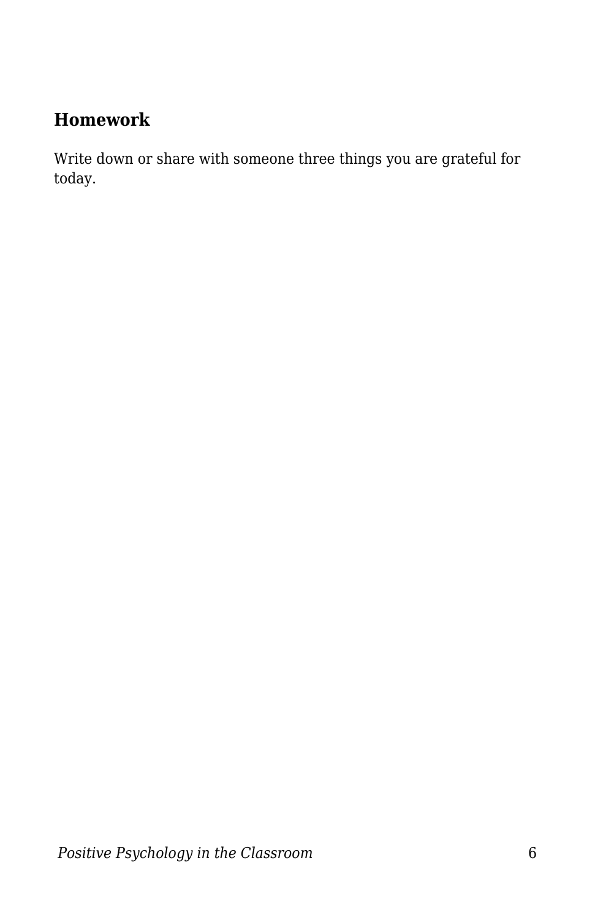## Homework

Write down or share with someone three things you are grateful for today.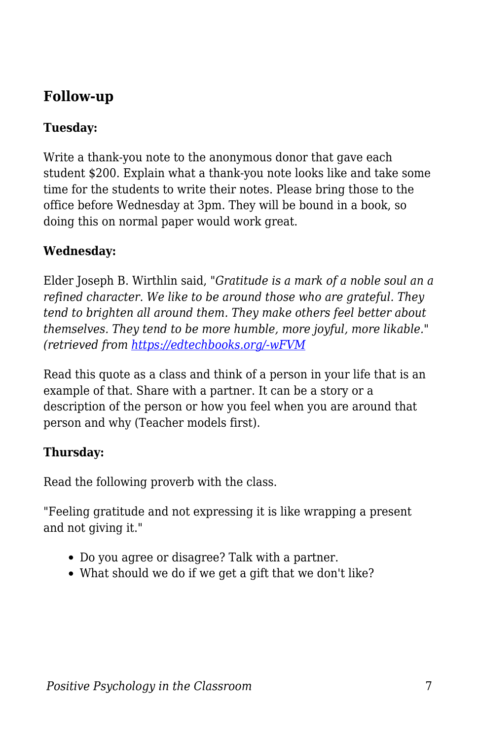## Follow-up

**Tuesday:**

Write a thank-you note to the anonymous donor that gave each student $200. Explain what a thank-you note looks like and take some time for the students to write their notes. Please bring those to the office before Wednesday at 3pm. They will be bound in a book, so doing this on normal paper would work great.

**Wednesday:**

Elder Joseph B. Wirthlin said, "*Gratitude is a mark of a noble soul an a refined character. We like to be around those who are grateful. They tend to brighten all around them. They make others feel better about themselves. They tend to be more humble, more joyful, more likable.*" *(retrieved from [https://edtechbooks.org/-wFVM](https://edtechbooks.org/-wFVM)*

Read this quote as a class and think of a person in your life that is an example of that. Share with a partner. It can be a story or a description of the person or how you feel when you are around that person and why (Teacher models first).

**Thursday:**

Read the following proverb with the class.

"Feeling gratitude and not expressing it is like wrapping a present and not giving it."

- Do you agree or disagree? Talk with a partner.
- What should we do if we get a gift that we don't like?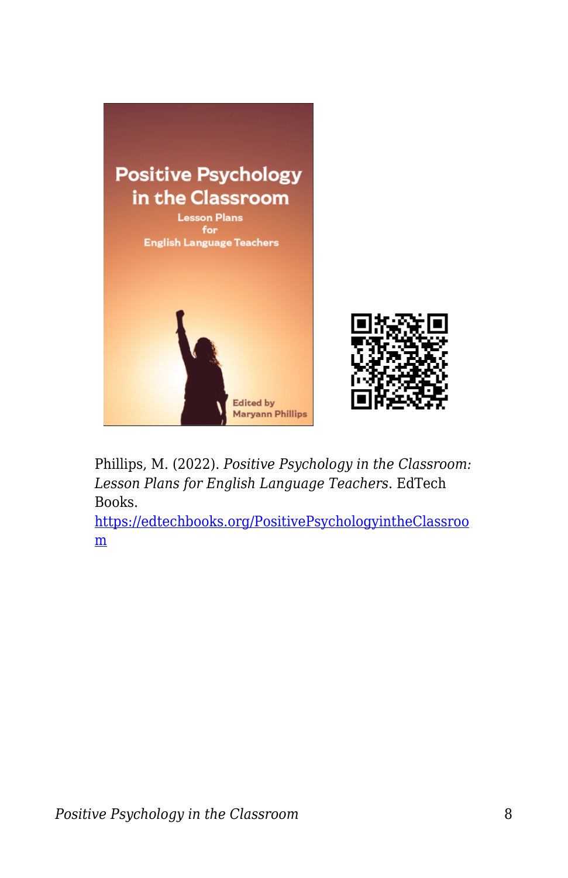Phillips, M. (2022). *Positive Psychology in the Classroom: Lesson Plans for English Language Teachers*. EdTech Books. https://edtechbooks.org/PositivePsychologyintheClassroom